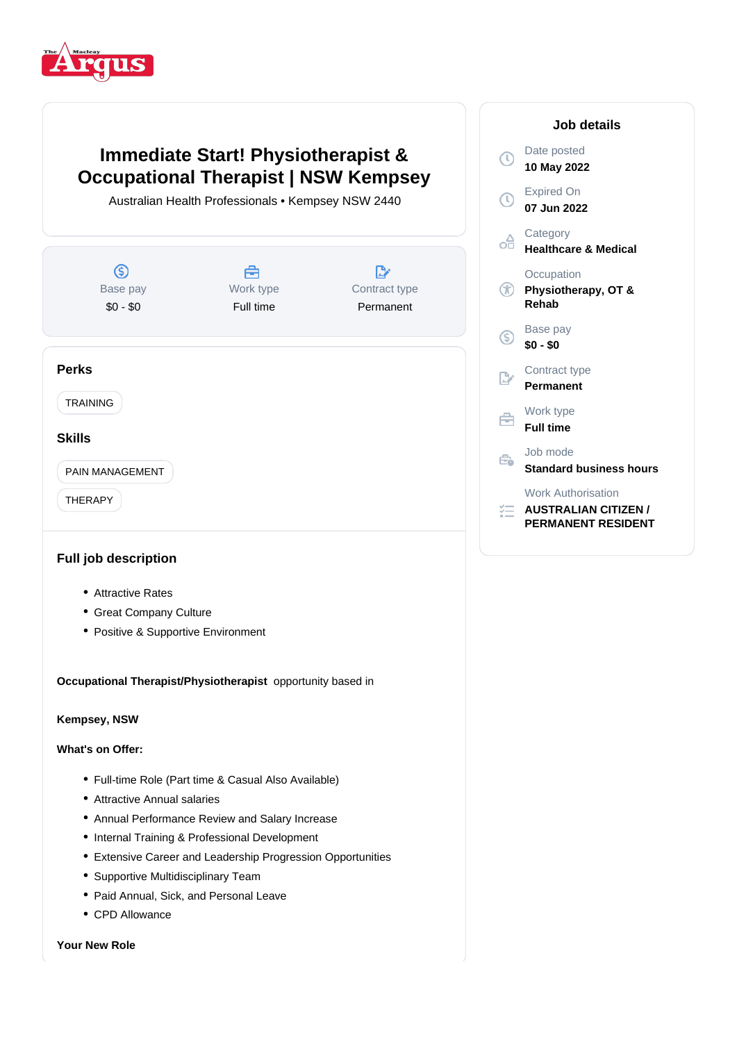# Immediate Start! Physiotherapist & Occupational Therapist | NSW Kempsey

Australian Health Professionals • Kempsey NSW 2440

| Base pay | Work type | Contract type |
|---|---|---|
| $0 - $0 | Full time | Permanent |

## Perks

TRAINING

## Skills

PAIN MANAGEMENT

THERAPY

## Full job description

- Attractive Rates
- Great Company Culture
- Positive & Supportive Environment

**Occupational Therapist/Physiotherapist** opportunity based in

**Kempsey, NSW**

**What's on Offer:**

- Full-time Role (Part time & Casual Also Available)
- Attractive Annual salaries
- Annual Performance Review and Salary Increase
- Internal Training & Professional Development
- Extensive Career and Leadership Progression Opportunities
- Supportive Multidisciplinary Team
- Paid Annual, Sick, and Personal Leave
- CPD Allowance

**Your New Role**

## Job details

Date posted
**10 May 2022**

Expired On
**07 Jun 2022**

Category
**Healthcare & Medical**

Occupation
**Physiotherapy, OT & Rehab**

Base pay
**$0 - $0**

Contract type
**Permanent**

Work type
**Full time**

Job mode
**Standard business hours**

Work Authorisation
**AUSTRALIAN CITIZEN / PERMANENT RESIDENT**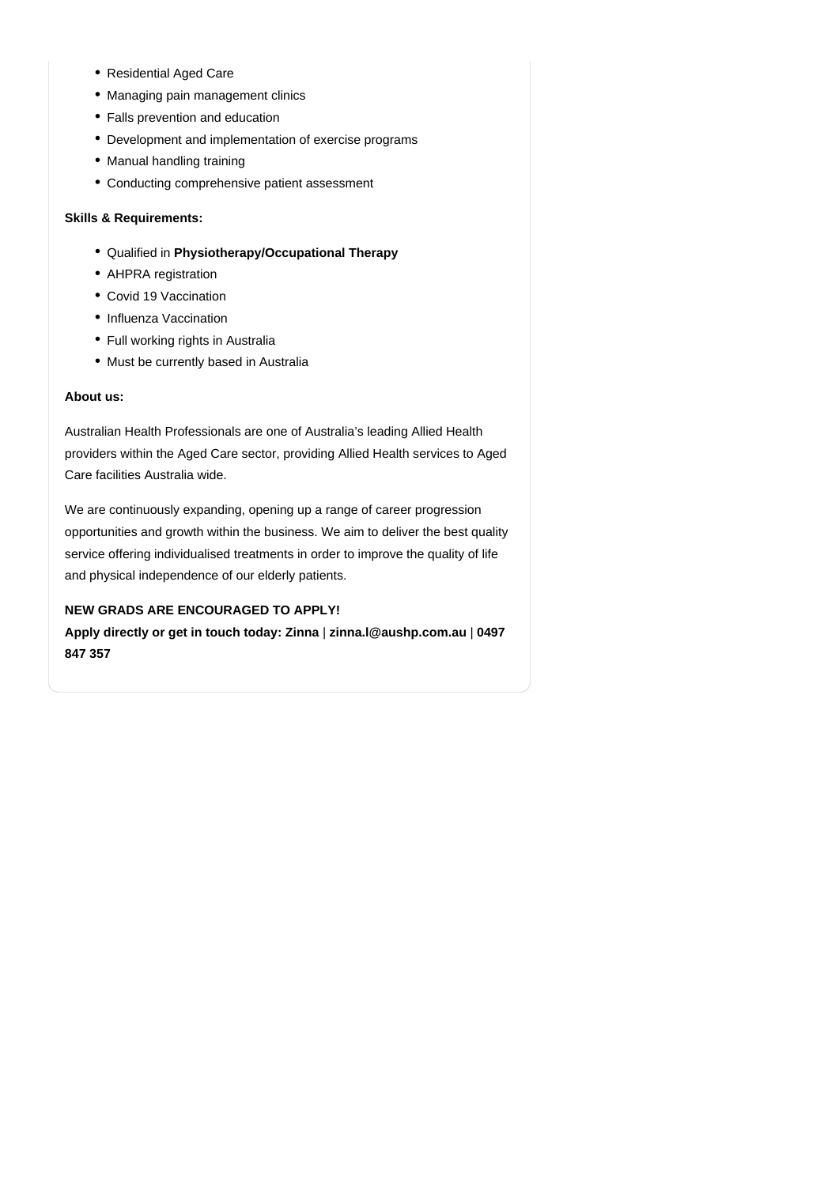- Residential Aged Care
- Managing pain management clinics
- Falls prevention and education
- Development and implementation of exercise programs
- Manual handling training
- Conducting comprehensive patient assessment

**Skills & Requirements:**

- Qualified in **Physiotherapy/Occupational Therapy**
- AHPRA registration
- Covid 19 Vaccination
- Influenza Vaccination
- Full working rights in Australia
- Must be currently based in Australia

**About us:**

Australian Health Professionals are one of Australia's leading Allied Health providers within the Aged Care sector, providing Allied Health services to Aged Care facilities Australia wide.

We are continuously expanding, opening up a range of career progression opportunities and growth within the business. We aim to deliver the best quality service offering individualised treatments in order to improve the quality of life and physical independence of our elderly patients.

**NEW GRADS ARE ENCOURAGED TO APPLY!**

**Apply directly or get in touch today: Zinna** | **zinna.l@aushp.com.au** | **0497 847 357**